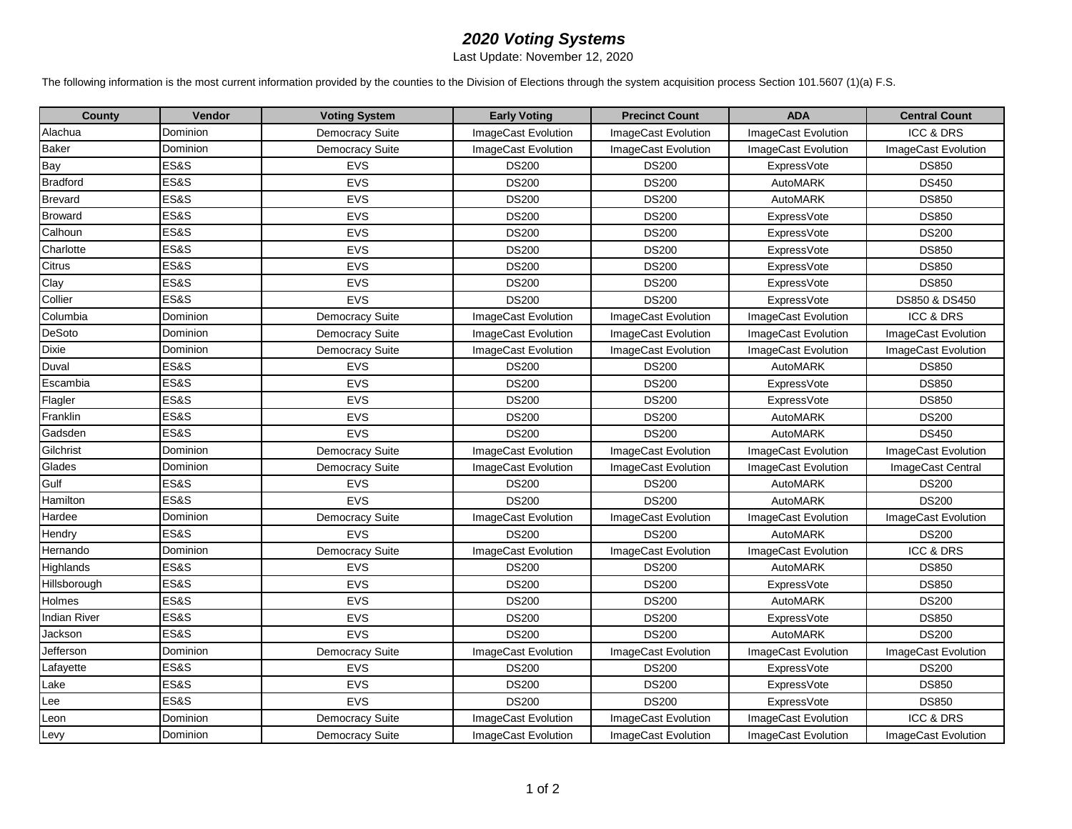# *2020 Voting Systems*

Last Update: November 12, 2020

The following information is the most current information provided by the counties to the Division of Elections through the system acquisition process Section 101.5607 (1)(a) F.S.

| County | Vendor | Voting System | Early Voting | Precinct Count | ADA | Central Count |
|---|---|---|---|---|---|---|
| Alachua | Dominion | Democracy Suite | ImageCast Evolution | ImageCast Evolution | ImageCast Evolution | ICC & DRS |
| Baker | Dominion | Democracy Suite | ImageCast Evolution | ImageCast Evolution | ImageCast Evolution | ImageCast Evolution |
| Bay | ES&S | EVS | DS200 | DS200 | ExpressVote | DS850 |
| Bradford | ES&S | EVS | DS200 | DS200 | AutoMARK | DS450 |
| Brevard | ES&S | EVS | DS200 | DS200 | AutoMARK | DS850 |
| Broward | ES&S | EVS | DS200 | DS200 | ExpressVote | DS850 |
| Calhoun | ES&S | EVS | DS200 | DS200 | ExpressVote | DS200 |
| Charlotte | ES&S | EVS | DS200 | DS200 | ExpressVote | DS850 |
| Citrus | ES&S | EVS | DS200 | DS200 | ExpressVote | DS850 |
| Clay | ES&S | EVS | DS200 | DS200 | ExpressVote | DS850 |
| Collier | ES&S | EVS | DS200 | DS200 | ExpressVote | DS850 & DS450 |
| Columbia | Dominion | Democracy Suite | ImageCast Evolution | ImageCast Evolution | ImageCast Evolution | ICC & DRS |
| DeSoto | Dominion | Democracy Suite | ImageCast Evolution | ImageCast Evolution | ImageCast Evolution | ImageCast Evolution |
| Dixie | Dominion | Democracy Suite | ImageCast Evolution | ImageCast Evolution | ImageCast Evolution | ImageCast Evolution |
| Duval | ES&S | EVS | DS200 | DS200 | AutoMARK | DS850 |
| Escambia | ES&S | EVS | DS200 | DS200 | ExpressVote | DS850 |
| Flagler | ES&S | EVS | DS200 | DS200 | ExpressVote | DS850 |
| Franklin | ES&S | EVS | DS200 | DS200 | AutoMARK | DS200 |
| Gadsden | ES&S | EVS | DS200 | DS200 | AutoMARK | DS450 |
| Gilchrist | Dominion | Democracy Suite | ImageCast Evolution | ImageCast Evolution | ImageCast Evolution | ImageCast Evolution |
| Glades | Dominion | Democracy Suite | ImageCast Evolution | ImageCast Evolution | ImageCast Evolution | ImageCast Central |
| Gulf | ES&S | EVS | DS200 | DS200 | AutoMARK | DS200 |
| Hamilton | ES&S | EVS | DS200 | DS200 | AutoMARK | DS200 |
| Hardee | Dominion | Democracy Suite | ImageCast Evolution | ImageCast Evolution | ImageCast Evolution | ImageCast Evolution |
| Hendry | ES&S | EVS | DS200 | DS200 | AutoMARK | DS200 |
| Hernando | Dominion | Democracy Suite | ImageCast Evolution | ImageCast Evolution | ImageCast Evolution | ICC & DRS |
| Highlands | ES&S | EVS | DS200 | DS200 | AutoMARK | DS850 |
| Hillsborough | ES&S | EVS | DS200 | DS200 | ExpressVote | DS850 |
| Holmes | ES&S | EVS | DS200 | DS200 | AutoMARK | DS200 |
| Indian River | ES&S | EVS | DS200 | DS200 | ExpressVote | DS850 |
| Jackson | ES&S | EVS | DS200 | DS200 | AutoMARK | DS200 |
| Jefferson | Dominion | Democracy Suite | ImageCast Evolution | ImageCast Evolution | ImageCast Evolution | ImageCast Evolution |
| Lafayette | ES&S | EVS | DS200 | DS200 | ExpressVote | DS200 |
| Lake | ES&S | EVS | DS200 | DS200 | ExpressVote | DS850 |
| Lee | ES&S | EVS | DS200 | DS200 | ExpressVote | DS850 |
| Leon | Dominion | Democracy Suite | ImageCast Evolution | ImageCast Evolution | ImageCast Evolution | ICC & DRS |
| Levy | Dominion | Democracy Suite | ImageCast Evolution | ImageCast Evolution | ImageCast Evolution | ImageCast Evolution |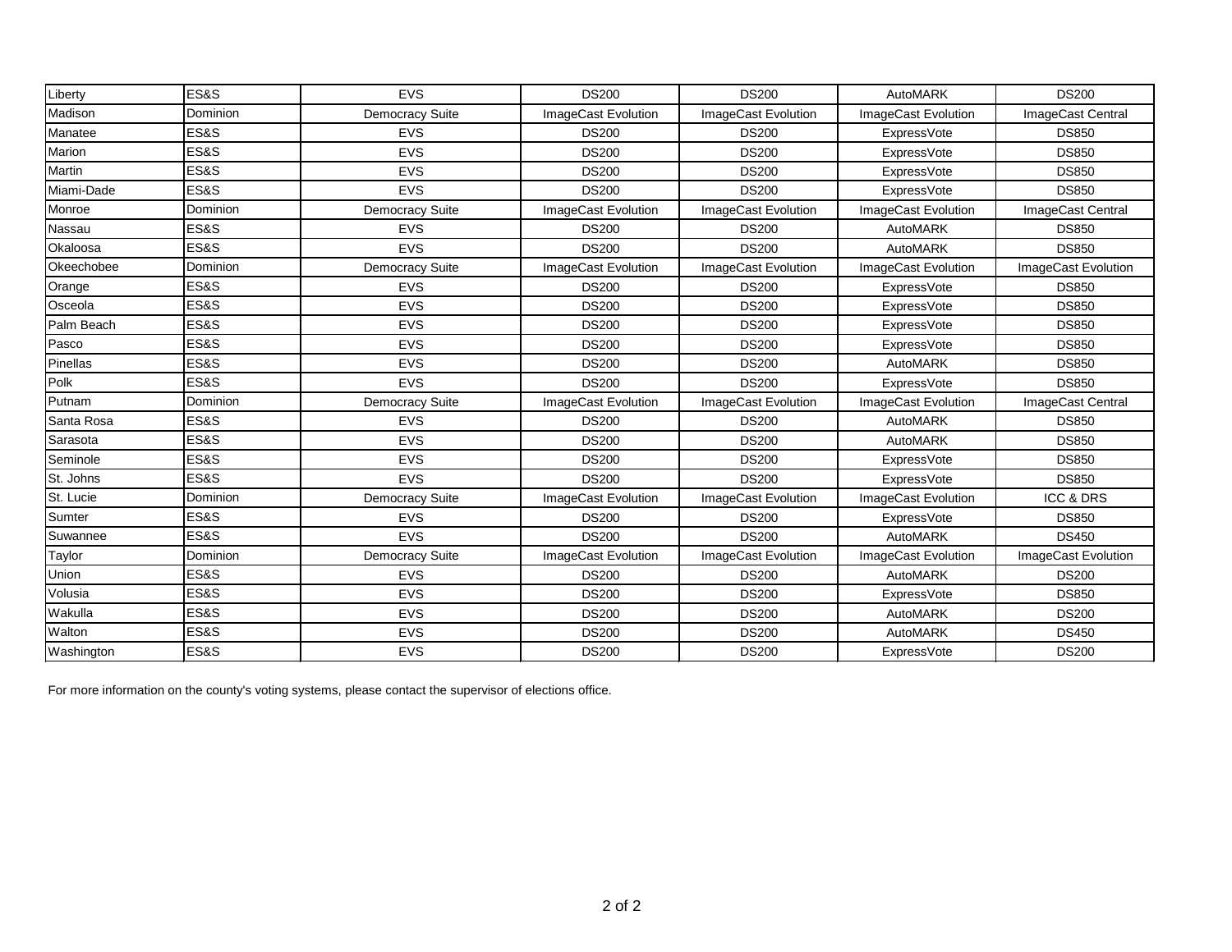| | | | | | | |
|---|---|---|---|---|---|---|
| Liberty | ES&S | EVS | DS200 | DS200 | AutoMARK | DS200 |
| Madison | Dominion | Democracy Suite | ImageCast Evolution | ImageCast Evolution | ImageCast Evolution | ImageCast Central |
| Manatee | ES&S | EVS | DS200 | DS200 | ExpressVote | DS850 |
| Marion | ES&S | EVS | DS200 | DS200 | ExpressVote | DS850 |
| Martin | ES&S | EVS | DS200 | DS200 | ExpressVote | DS850 |
| Miami-Dade | ES&S | EVS | DS200 | DS200 | ExpressVote | DS850 |
| Monroe | Dominion | Democracy Suite | ImageCast Evolution | ImageCast Evolution | ImageCast Evolution | ImageCast Central |
| Nassau | ES&S | EVS | DS200 | DS200 | AutoMARK | DS850 |
| Okaloosa | ES&S | EVS | DS200 | DS200 | AutoMARK | DS850 |
| Okeechobee | Dominion | Democracy Suite | ImageCast Evolution | ImageCast Evolution | ImageCast Evolution | ImageCast Evolution |
| Orange | ES&S | EVS | DS200 | DS200 | ExpressVote | DS850 |
| Osceola | ES&S | EVS | DS200 | DS200 | ExpressVote | DS850 |
| Palm Beach | ES&S | EVS | DS200 | DS200 | ExpressVote | DS850 |
| Pasco | ES&S | EVS | DS200 | DS200 | ExpressVote | DS850 |
| Pinellas | ES&S | EVS | DS200 | DS200 | AutoMARK | DS850 |
| Polk | ES&S | EVS | DS200 | DS200 | ExpressVote | DS850 |
| Putnam | Dominion | Democracy Suite | ImageCast Evolution | ImageCast Evolution | ImageCast Evolution | ImageCast Central |
| Santa Rosa | ES&S | EVS | DS200 | DS200 | AutoMARK | DS850 |
| Sarasota | ES&S | EVS | DS200 | DS200 | AutoMARK | DS850 |
| Seminole | ES&S | EVS | DS200 | DS200 | ExpressVote | DS850 |
| St. Johns | ES&S | EVS | DS200 | DS200 | ExpressVote | DS850 |
| St. Lucie | Dominion | Democracy Suite | ImageCast Evolution | ImageCast Evolution | ImageCast Evolution | ICC & DRS |
| Sumter | ES&S | EVS | DS200 | DS200 | ExpressVote | DS850 |
| Suwannee | ES&S | EVS | DS200 | DS200 | AutoMARK | DS450 |
| Taylor | Dominion | Democracy Suite | ImageCast Evolution | ImageCast Evolution | ImageCast Evolution | ImageCast Evolution |
| Union | ES&S | EVS | DS200 | DS200 | AutoMARK | DS200 |
| Volusia | ES&S | EVS | DS200 | DS200 | ExpressVote | DS850 |
| Wakulla | ES&S | EVS | DS200 | DS200 | AutoMARK | DS200 |
| Walton | ES&S | EVS | DS200 | DS200 | AutoMARK | DS450 |
| Washington | ES&S | EVS | DS200 | DS200 | ExpressVote | DS200 |

For more information on the county's voting systems, please contact the supervisor of elections office.